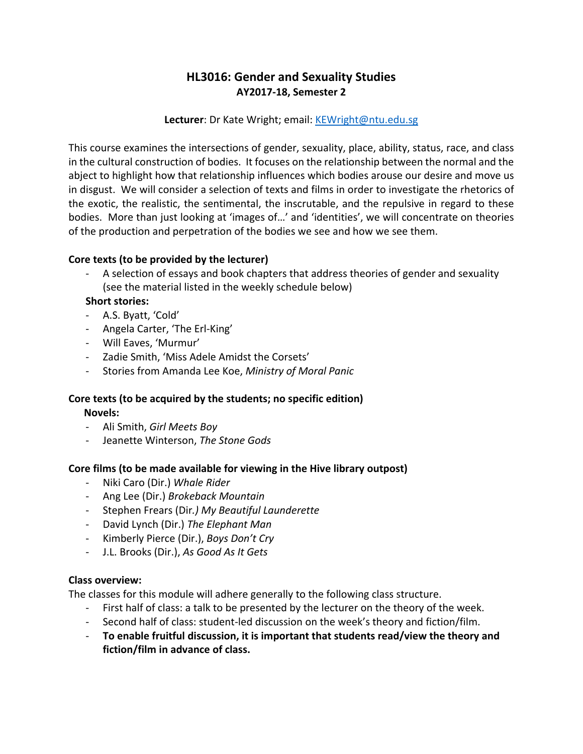# HL3016: Gender and Sexuality Studies

**AY2017-18, Semester 2**

**Lecturer**: Dr Kate Wright; email: [KEWright@ntu.edu.sg](mailto:KEWright@ntu.edu.sg)

This course examines the intersections of gender, sexuality, place, ability, status, race, and class in the cultural construction of bodies. It focuses on the relationship between the normal and the abject to highlight how that relationship influences which bodies arouse our desire and move us in disgust. We will consider a selection of texts and films in order to investigate the rhetorics of the exotic, the realistic, the sentimental, the inscrutable, and the repulsive in regard to these bodies. More than just looking at 'images of…' and 'identities', we will concentrate on theories of the production and perpetration of the bodies we see and how we see them.

**Core texts (to be provided by the lecturer)**

- A selection of essays and book chapters that address theories of gender and sexuality (see the material listed in the weekly schedule below)

**Short stories:**

- A.S. Byatt, 'Cold'
- Angela Carter, 'The Erl-King'
- Will Eaves, 'Murmur'
- Zadie Smith, 'Miss Adele Amidst the Corsets'
- Stories from Amanda Lee Koe, *Ministry of Moral Panic*

**Core texts (to be acquired by the students; no specific edition)**

**Novels:**

- Ali Smith, *Girl Meets Boy*
- Jeanette Winterson, *The Stone Gods*

**Core films (to be made available for viewing in the Hive library outpost)**

- Niki Caro (Dir.) *Whale Rider*
- Ang Lee (Dir.) *Brokeback Mountain*
- Stephen Frears (Dir.) *My Beautiful Launderette*
- David Lynch (Dir.) *The Elephant Man*
- Kimberly Pierce (Dir.), *Boys Don't Cry*
- J.L. Brooks (Dir.), *As Good As It Gets*

**Class overview:**

The classes for this module will adhere generally to the following class structure.

- First half of class: a talk to be presented by the lecturer on the theory of the week.
- Second half of class: student-led discussion on the week's theory and fiction/film.
- **To enable fruitful discussion, it is important that students read/view the theory and fiction/film in advance of class.**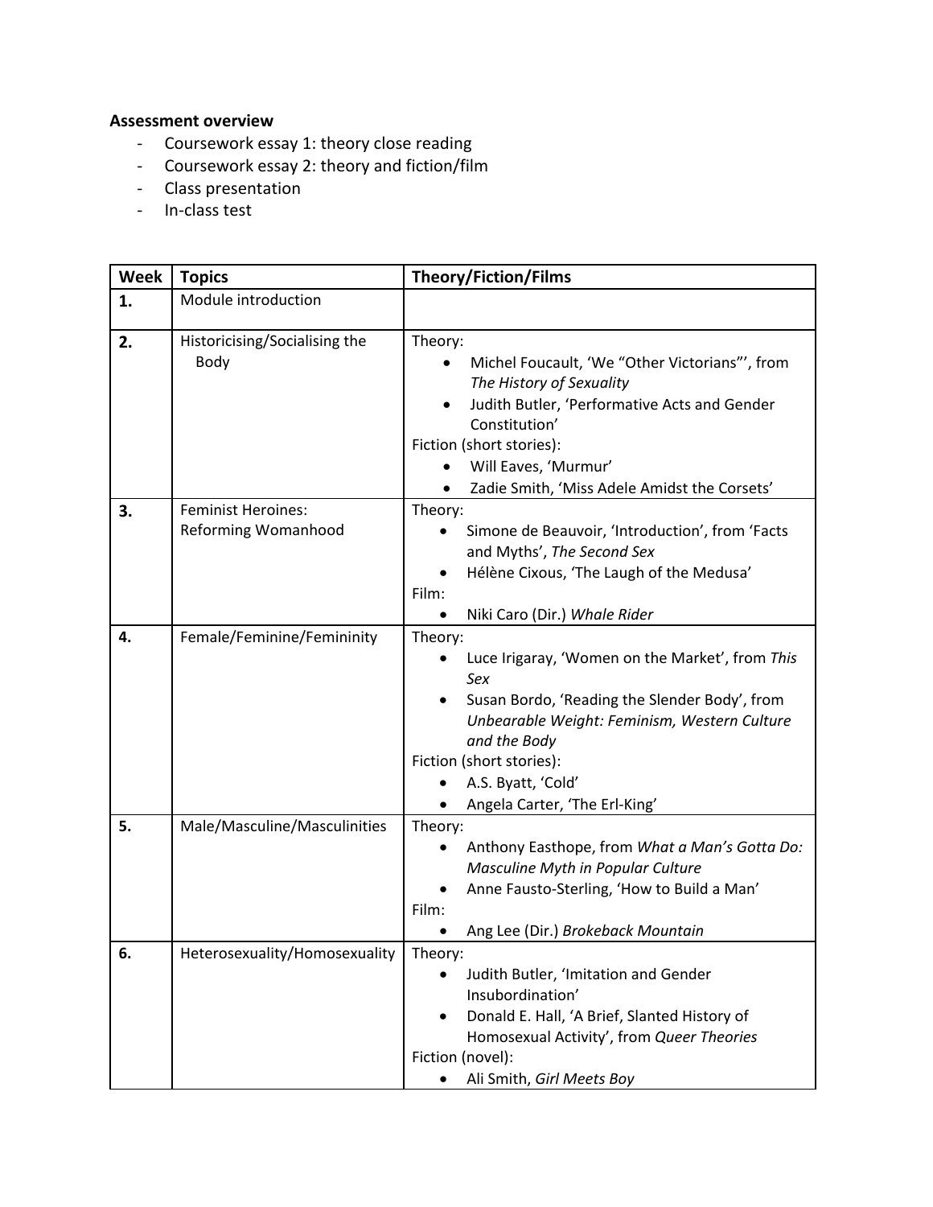**Assessment overview**

- Coursework essay 1: theory close reading
- Coursework essay 2: theory and fiction/film
- Class presentation
- In-class test

| Week | Topics | Theory/Fiction/Films |
| --- | --- | --- |
| **1.** | Module introduction | |
| **2.** | Historicising/Socialising the Body | Theory:<br>• Michel Foucault, 'We "Other Victorians"', from *The History of Sexuality*<br>• Judith Butler, 'Performative Acts and Gender Constitution'<br>Fiction (short stories):<br>• Will Eaves, 'Murmur'<br>• Zadie Smith, 'Miss Adele Amidst the Corsets' |
| **3.** | Feminist Heroines: Reforming Womanhood | Theory:<br>• Simone de Beauvoir, 'Introduction', from 'Facts and Myths', *The Second Sex*<br>• Hélène Cixous, 'The Laugh of the Medusa'<br>Film:<br>• Niki Caro (Dir.) *Whale Rider* |
| **4.** | Female/Feminine/Femininity | Theory:<br>• Luce Irigaray, 'Women on the Market', from *This Sex*<br>• Susan Bordo, 'Reading the Slender Body', from *Unbearable Weight: Feminism, Western Culture and the Body*<br>Fiction (short stories):<br>• A.S. Byatt, 'Cold'<br>• Angela Carter, 'The Erl-King' |
| **5.** | Male/Masculine/Masculinities | Theory:<br>• Anthony Easthope, from *What a Man's Gotta Do: Masculine Myth in Popular Culture*<br>• Anne Fausto-Sterling, 'How to Build a Man'<br>Film:<br>• Ang Lee (Dir.) *Brokeback Mountain* |
| **6.** | Heterosexuality/Homosexuality | Theory:<br>• Judith Butler, 'Imitation and Gender Insubordination'<br>• Donald E. Hall, 'A Brief, Slanted History of Homosexual Activity', from *Queer Theories*<br>Fiction (novel):<br>• Ali Smith, *Girl Meets Boy* |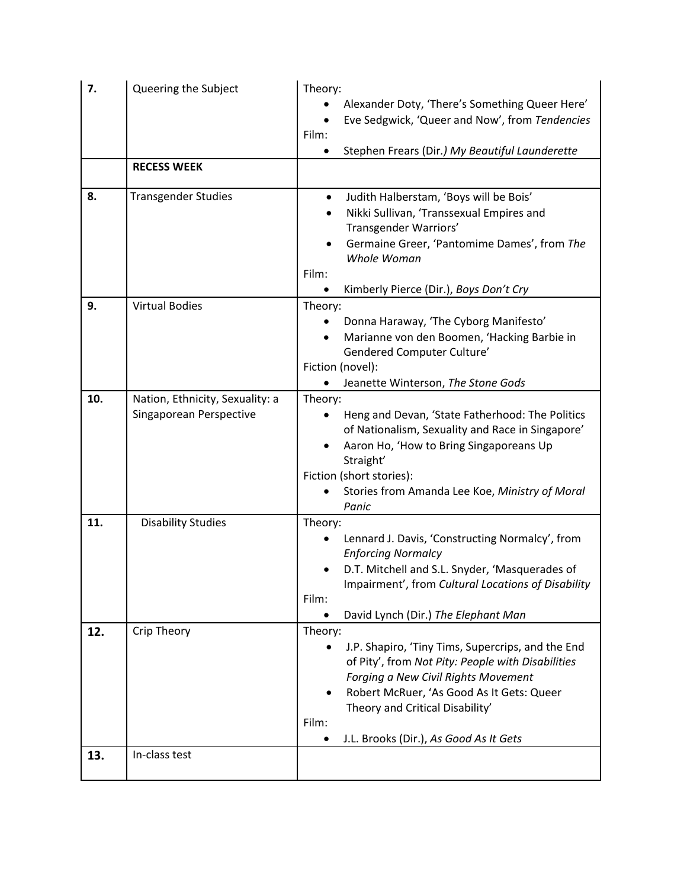| | | |
|---|---|---|
| **7.** | Queering the Subject | Theory:<br>• Alexander Doty, 'There's Something Queer Here'<br>• Eve Sedgwick, 'Queer and Now', from *Tendencies*<br>Film:<br>• Stephen Frears (Dir.) *My Beautiful Launderette* |
| | **RECESS WEEK** | |
| **8.** | Transgender Studies | • Judith Halberstam, 'Boys will be Bois'<br>• Nikki Sullivan, 'Transsexual Empires and Transgender Warriors'<br>• Germaine Greer, 'Pantomime Dames', from *The Whole Woman*<br>Film:<br>• Kimberly Pierce (Dir.), *Boys Don't Cry* |
| **9.** | Virtual Bodies | Theory:<br>• Donna Haraway, 'The Cyborg Manifesto'<br>• Marianne von den Boomen, 'Hacking Barbie in Gendered Computer Culture'<br>Fiction (novel):<br>• Jeanette Winterson, *The Stone Gods* |
| **10.** | Nation, Ethnicity, Sexuality: a Singaporean Perspective | Theory:<br>• Heng and Devan, 'State Fatherhood: The Politics of Nationalism, Sexuality and Race in Singapore'<br>• Aaron Ho, 'How to Bring Singaporeans Up Straight'<br>Fiction (short stories):<br>• Stories from Amanda Lee Koe, *Ministry of Moral Panic* |
| **11.** | Disability Studies | Theory:<br>• Lennard J. Davis, 'Constructing Normalcy', from *Enforcing Normalcy*<br>• D.T. Mitchell and S.L. Snyder, 'Masquerades of Impairment', from *Cultural Locations of Disability*<br>Film:<br>• David Lynch (Dir.) *The Elephant Man* |
| **12.** | Crip Theory | Theory:<br>• J.P. Shapiro, 'Tiny Tims, Supercrips, and the End of Pity', from *Not Pity: People with Disabilities Forging a New Civil Rights Movement*<br>• Robert McRuer, 'As Good As It Gets: Queer Theory and Critical Disability'<br>Film:<br>• J.L. Brooks (Dir.), *As Good As It Gets* |
| **13.** | In-class test | |